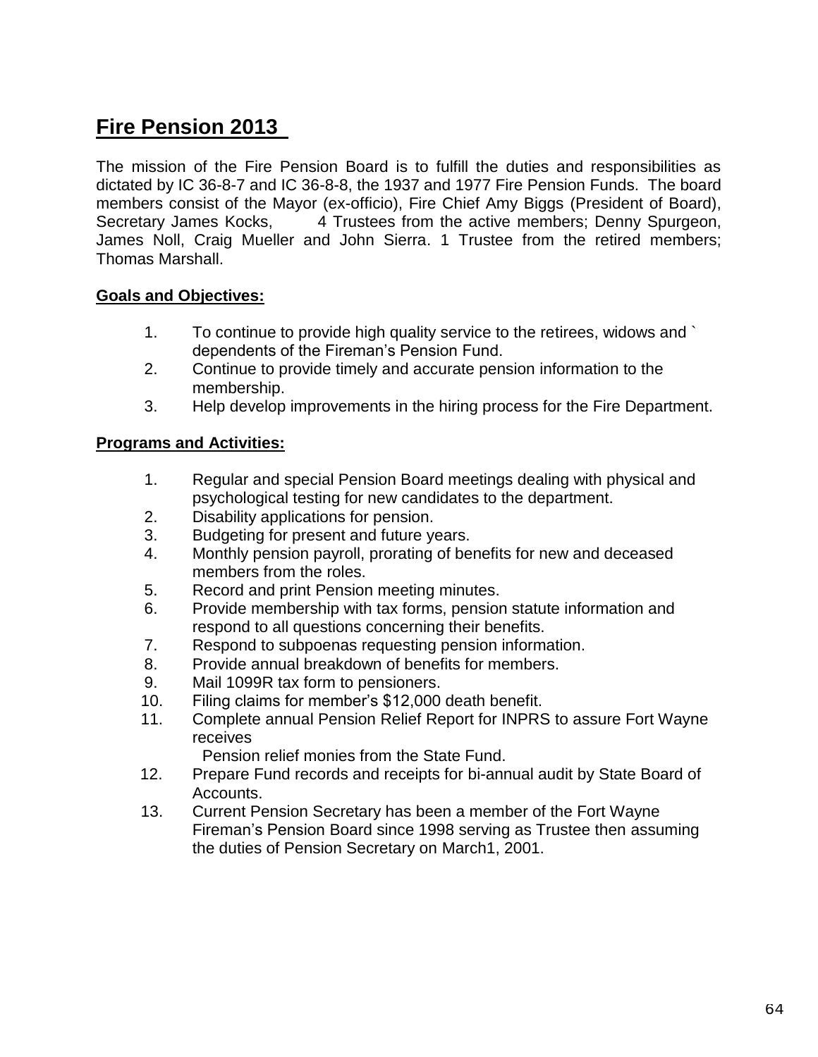# **Fire Pension 2013**

The mission of the Fire Pension Board is to fulfill the duties and responsibilities as dictated by IC 36-8-7 and IC 36-8-8, the 1937 and 1977 Fire Pension Funds. The board members consist of the Mayor (ex-officio), Fire Chief Amy Biggs (President of Board), Secretary James Kocks, 4 Trustees from the active members; Denny Spurgeon, James Noll, Craig Mueller and John Sierra. 1 Trustee from the retired members; Thomas Marshall.

**Goals and Objectives:**

1. To continue to provide high quality service to the retirees, widows and ` dependents of the Fireman's Pension Fund.
2. Continue to provide timely and accurate pension information to the membership.
3. Help develop improvements in the hiring process for the Fire Department.

**Programs and Activities:**

1. Regular and special Pension Board meetings dealing with physical and psychological testing for new candidates to the department.
2. Disability applications for pension.
3. Budgeting for present and future years.
4. Monthly pension payroll, prorating of benefits for new and deceased members from the roles.
5. Record and print Pension meeting minutes.
6. Provide membership with tax forms, pension statute information and respond to all questions concerning their benefits.
7. Respond to subpoenas requesting pension information.
8. Provide annual breakdown of benefits for members.
9. Mail 1099R tax form to pensioners.
10. Filing claims for member's $12,000 death benefit.
11. Complete annual Pension Relief Report for INPRS to assure Fort Wayne receives
    Pension relief monies from the State Fund.
12. Prepare Fund records and receipts for bi-annual audit by State Board of Accounts.
13. Current Pension Secretary has been a member of the Fort Wayne Fireman's Pension Board since 1998 serving as Trustee then assuming the duties of Pension Secretary on March1, 2001.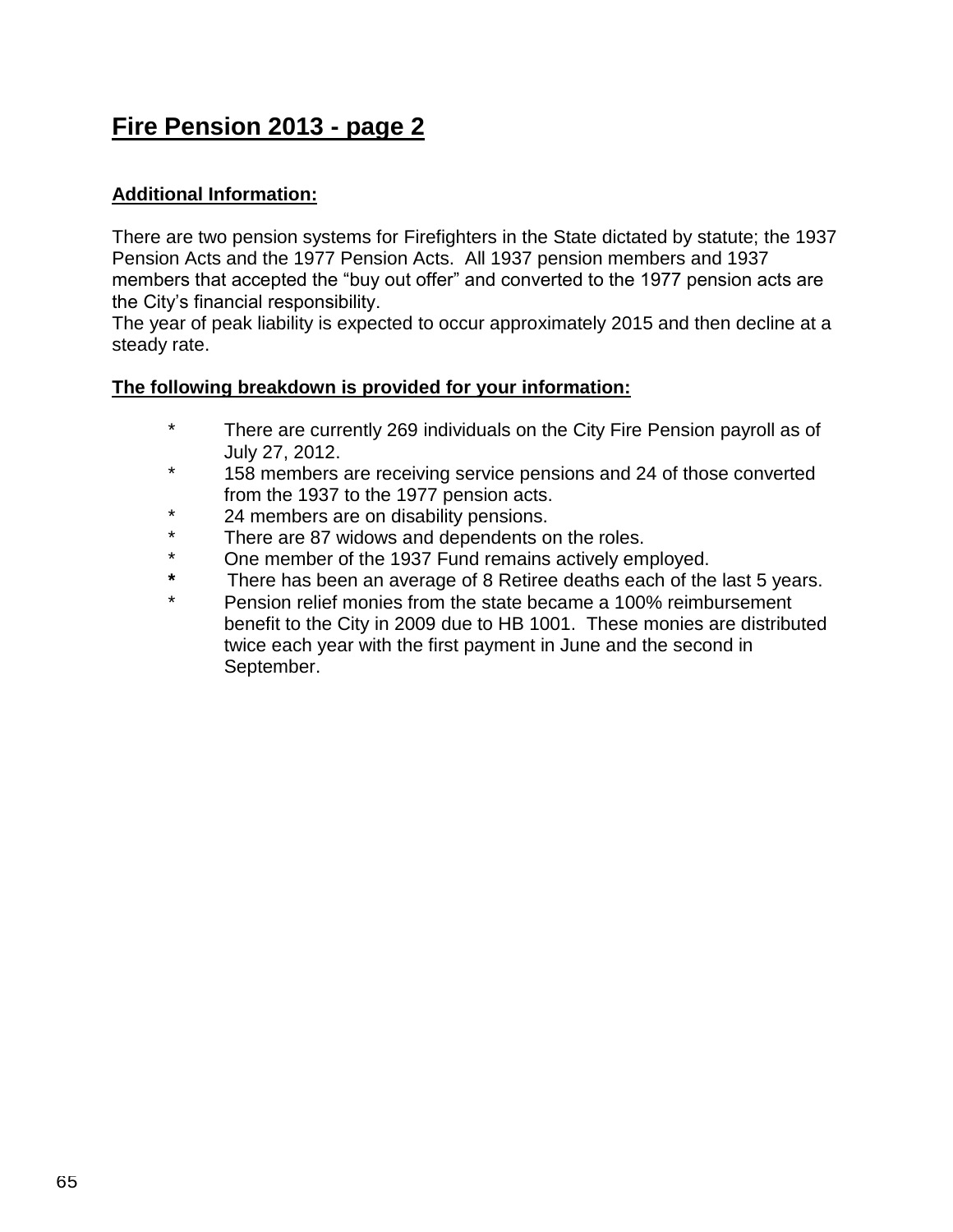# Fire Pension 2013 - page 2

**Additional Information:**

There are two pension systems for Firefighters in the State dictated by statute; the 1937 Pension Acts and the 1977 Pension Acts. All 1937 pension members and 1937 members that accepted the "buy out offer" and converted to the 1977 pension acts are the City's financial responsibility.
The year of peak liability is expected to occur approximately 2015 and then decline at a steady rate.

**The following breakdown is provided for your information:**

- There are currently 269 individuals on the City Fire Pension payroll as of July 27, 2012.
- 158 members are receiving service pensions and 24 of those converted from the 1937 to the 1977 pension acts.
- 24 members are on disability pensions.
- There are 87 widows and dependents on the roles.
- One member of the 1937 Fund remains actively employed.
- There has been an average of 8 Retiree deaths each of the last 5 years.
- Pension relief monies from the state became a 100% reimbursement benefit to the City in 2009 due to HB 1001. These monies are distributed twice each year with the first payment in June and the second in September.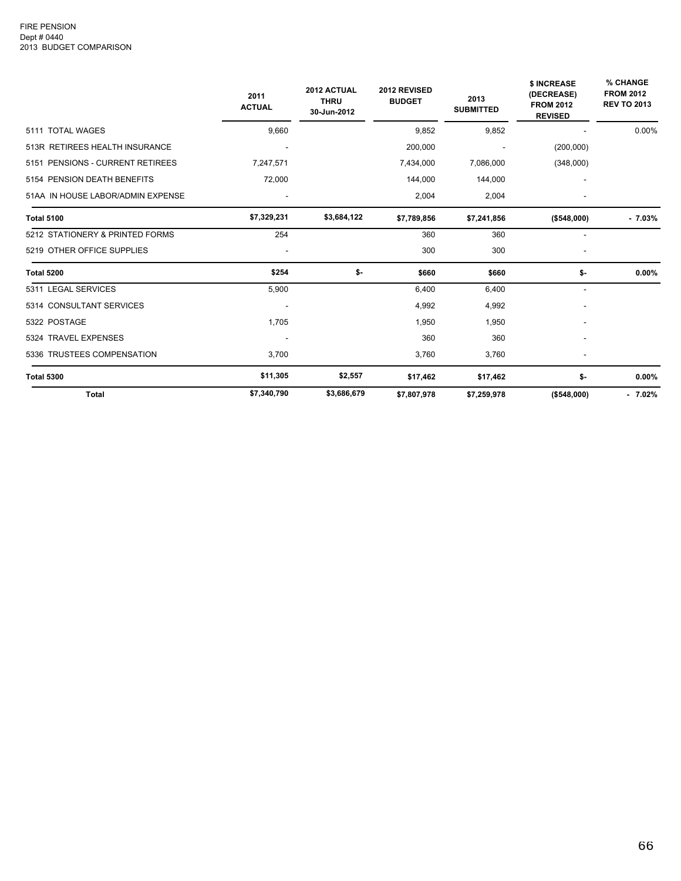FIRE PENSION
Dept # 0440
2013 BUDGET COMPARISON

| | 2011 ACTUAL | 2012 ACTUAL THRU 30-Jun-2012 | 2012 REVISED BUDGET | 2013 SUBMITTED | $ INCREASE (DECREASE) FROM 2012 REVISED | % CHANGE FROM 2012 REV TO 2013 |
|---|---|---|---|---|---|---|
| 5111 TOTAL WAGES | 9,660 | | 9,852 | 9,852 | - | 0.00% |
| 513R RETIREES HEALTH INSURANCE | - | | 200,000 | - | (200,000) | |
| 5151 PENSIONS - CURRENT RETIREES | 7,247,571 | | 7,434,000 | 7,086,000 | (348,000) | |
| 5154 PENSION DEATH BENEFITS | 72,000 | | 144,000 | 144,000 | - | |
| 51AA IN HOUSE LABOR/ADMIN EXPENSE | - | | 2,004 | 2,004 | - | |
| **Total 5100** | **$7,329,231** | **$3,684,122** | **$7,789,856** | **$7,241,856** | **($548,000)** | **- 7.03%** |
| 5212 STATIONERY & PRINTED FORMS | 254 | | 360 | 360 | - | |
| 5219 OTHER OFFICE SUPPLIES | - | | 300 | 300 | - | |
| **Total 5200** | **$254** | **$-** | **$660** | **$660** | **$-** | **0.00%** |
| 5311 LEGAL SERVICES | 5,900 | | 6,400 | 6,400 | - | |
| 5314 CONSULTANT SERVICES | - | | 4,992 | 4,992 | - | |
| 5322 POSTAGE | 1,705 | | 1,950 | 1,950 | - | |
| 5324 TRAVEL EXPENSES | - | | 360 | 360 | - | |
| 5336 TRUSTEES COMPENSATION | 3,700 | | 3,760 | 3,760 | - | |
| **Total 5300** | **$11,305** | **$2,557** | **$17,462** | **$17,462** | **$-** | **0.00%** |
| **Total** | **$7,340,790** | **$3,686,679** | **$7,807,978** | **$7,259,978** | **($548,000)** | **- 7.02%** |